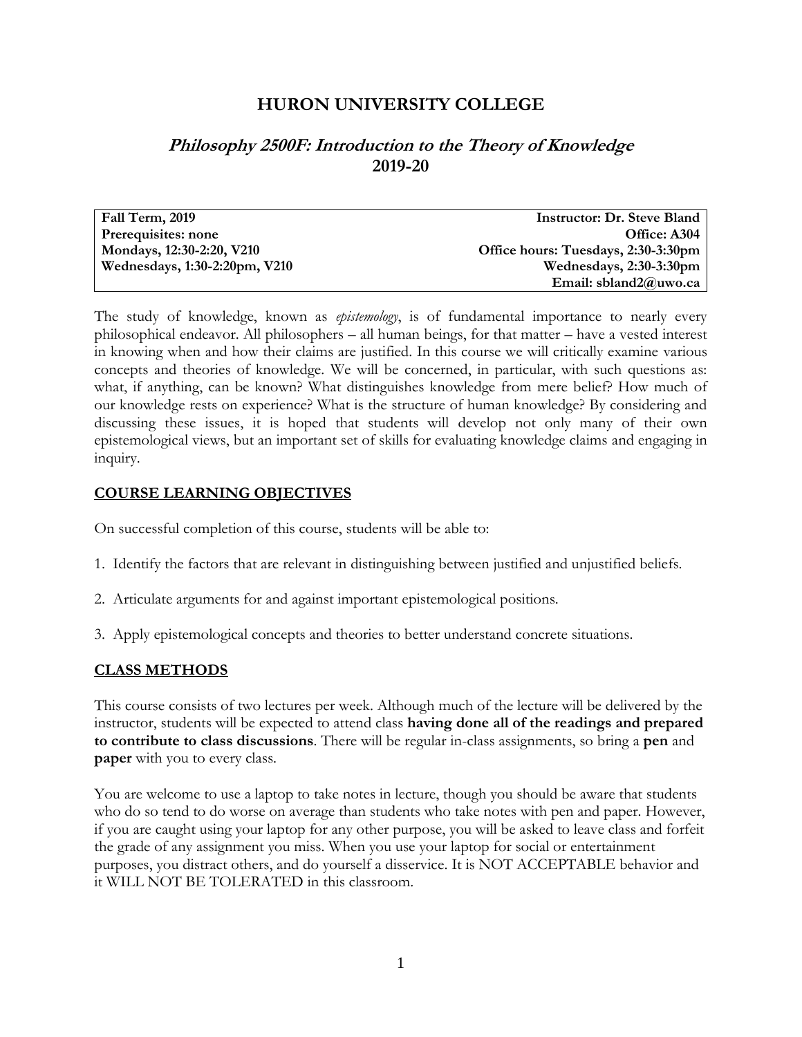# HURON UNIVERSITY COLLEGE

## *Philosophy 2500F: Introduction to the Theory of Knowledge*
## 2019-20

| | |
|---|---|
| **Fall Term, 2019** | **Instructor: Dr. Steve Bland** |
| **Prerequisites: none** | **Office: A304** |
| **Mondays, 12:30-2:20, V210** | **Office hours: Tuesdays, 2:30-3:30pm** |
| **Wednesdays, 1:30-2:20pm, V210** | **Wednesdays, 2:30-3:30pm** |
| | **Email: sbland2@uwo.ca** |

The study of knowledge, known as *epistemology*, is of fundamental importance to nearly every philosophical endeavor. All philosophers – all human beings, for that matter – have a vested interest in knowing when and how their claims are justified. In this course we will critically examine various concepts and theories of knowledge. We will be concerned, in particular, with such questions as: what, if anything, can be known? What distinguishes knowledge from mere belief? How much of our knowledge rests on experience? What is the structure of human knowledge? By considering and discussing these issues, it is hoped that students will develop not only many of their own epistemological views, but an important set of skills for evaluating knowledge claims and engaging in inquiry.

## COURSE LEARNING OBJECTIVES

On successful completion of this course, students will be able to:

1. Identify the factors that are relevant in distinguishing between justified and unjustified beliefs.
2. Articulate arguments for and against important epistemological positions.
3. Apply epistemological concepts and theories to better understand concrete situations.

## CLASS METHODS

This course consists of two lectures per week. Although much of the lecture will be delivered by the instructor, students will be expected to attend class **having done all of the readings and prepared to contribute to class discussions**. There will be regular in-class assignments, so bring a **pen** and **paper** with you to every class.

You are welcome to use a laptop to take notes in lecture, though you should be aware that students who do so tend to do worse on average than students who take notes with pen and paper. However, if you are caught using your laptop for any other purpose, you will be asked to leave class and forfeit the grade of any assignment you miss. When you use your laptop for social or entertainment purposes, you distract others, and do yourself a disservice. It is NOT ACCEPTABLE behavior and it WILL NOT BE TOLERATED in this classroom.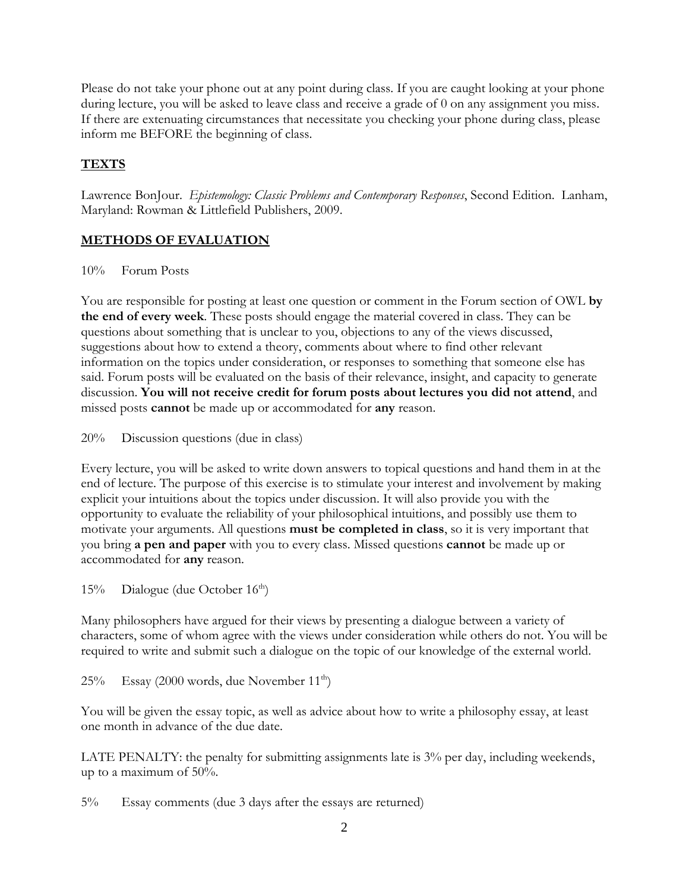Please do not take your phone out at any point during class. If you are caught looking at your phone during lecture, you will be asked to leave class and receive a grade of 0 on any assignment you miss. If there are extenuating circumstances that necessitate you checking your phone during class, please inform me BEFORE the beginning of class.

## TEXTS

Lawrence BonJour. *Epistemology: Classic Problems and Contemporary Responses*, Second Edition. Lanham, Maryland: Rowman & Littlefield Publishers, 2009.

## METHODS OF EVALUATION

10% Forum Posts

You are responsible for posting at least one question or comment in the Forum section of OWL **by the end of every week**. These posts should engage the material covered in class. They can be questions about something that is unclear to you, objections to any of the views discussed, suggestions about how to extend a theory, comments about where to find other relevant information on the topics under consideration, or responses to something that someone else has said. Forum posts will be evaluated on the basis of their relevance, insight, and capacity to generate discussion. **You will not receive credit for forum posts about lectures you did not attend**, and missed posts **cannot** be made up or accommodated for **any** reason.

20% Discussion questions (due in class)

Every lecture, you will be asked to write down answers to topical questions and hand them in at the end of lecture. The purpose of this exercise is to stimulate your interest and involvement by making explicit your intuitions about the topics under discussion. It will also provide you with the opportunity to evaluate the reliability of your philosophical intuitions, and possibly use them to motivate your arguments. All questions **must be completed in class**, so it is very important that you bring **a pen and paper** with you to every class. Missed questions **cannot** be made up or accommodated for **any** reason.

15% Dialogue (due October 16th)

Many philosophers have argued for their views by presenting a dialogue between a variety of characters, some of whom agree with the views under consideration while others do not. You will be required to write and submit such a dialogue on the topic of our knowledge of the external world.

25% Essay (2000 words, due November 11th)

You will be given the essay topic, as well as advice about how to write a philosophy essay, at least one month in advance of the due date.

LATE PENALTY: the penalty for submitting assignments late is 3% per day, including weekends, up to a maximum of 50%.

5% Essay comments (due 3 days after the essays are returned)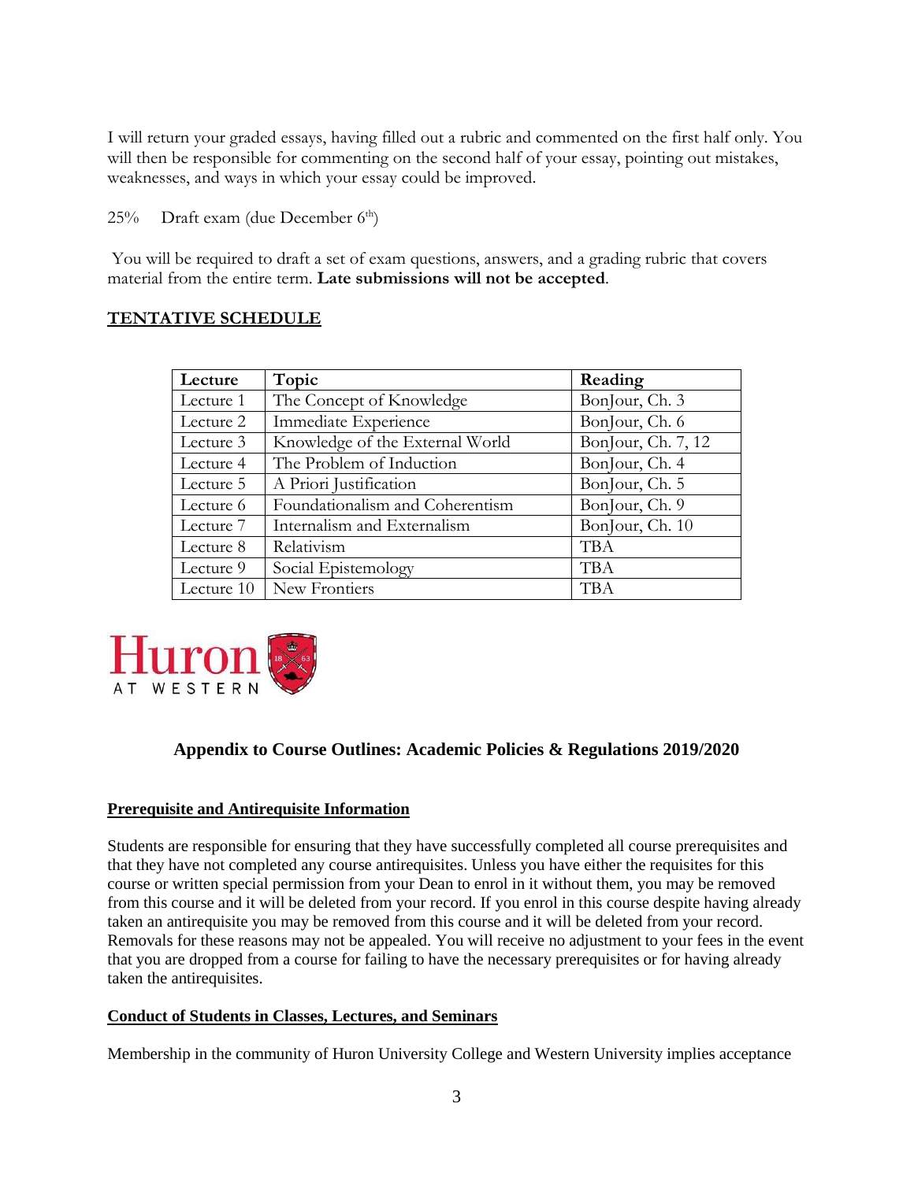I will return your graded essays, having filled out a rubric and commented on the first half only. You will then be responsible for commenting on the second half of your essay, pointing out mistakes, weaknesses, and ways in which your essay could be improved.

25% Draft exam (due December 6th)

You will be required to draft a set of exam questions, answers, and a grading rubric that covers material from the entire term. **Late submissions will not be accepted**.

## TENTATIVE SCHEDULE

| Lecture | Topic | Reading |
|---|---|---|
| Lecture 1 | The Concept of Knowledge | BonJour, Ch. 3 |
| Lecture 2 | Immediate Experience | BonJour, Ch. 6 |
| Lecture 3 | Knowledge of the External World | BonJour, Ch. 7, 12 |
| Lecture 4 | The Problem of Induction | BonJour, Ch. 4 |
| Lecture 5 | A Priori Justification | BonJour, Ch. 5 |
| Lecture 6 | Foundationalism and Coherentism | BonJour, Ch. 9 |
| Lecture 7 | Internalism and Externalism | BonJour, Ch. 10 |
| Lecture 8 | Relativism | TBA |
| Lecture 9 | Social Epistemology | TBA |
| Lecture 10 | New Frontiers | TBA |

Huron AT WESTERN

## Appendix to Course Outlines: Academic Policies & Regulations 2019/2020

### Prerequisite and Antirequisite Information

Students are responsible for ensuring that they have successfully completed all course prerequisites and that they have not completed any course antirequisites. Unless you have either the requisites for this course or written special permission from your Dean to enrol in it without them, you may be removed from this course and it will be deleted from your record. If you enrol in this course despite having already taken an antirequisite you may be removed from this course and it will be deleted from your record. Removals for these reasons may not be appealed. You will receive no adjustment to your fees in the event that you are dropped from a course for failing to have the necessary prerequisites or for having already taken the antirequisites.

### Conduct of Students in Classes, Lectures, and Seminars

Membership in the community of Huron University College and Western University implies acceptance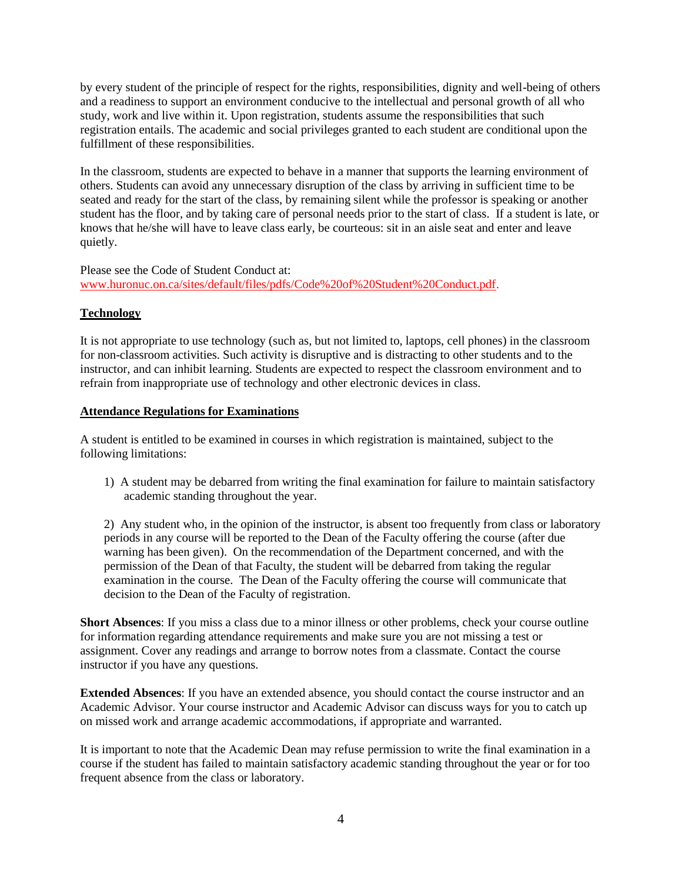by every student of the principle of respect for the rights, responsibilities, dignity and well-being of others and a readiness to support an environment conducive to the intellectual and personal growth of all who study, work and live within it. Upon registration, students assume the responsibilities that such registration entails. The academic and social privileges granted to each student are conditional upon the fulfillment of these responsibilities.

In the classroom, students are expected to behave in a manner that supports the learning environment of others. Students can avoid any unnecessary disruption of the class by arriving in sufficient time to be seated and ready for the start of the class, by remaining silent while the professor is speaking or another student has the floor, and by taking care of personal needs prior to the start of class. If a student is late, or knows that he/she will have to leave class early, be courteous: sit in an aisle seat and enter and leave quietly.

Please see the Code of Student Conduct at:
www.huronuc.on.ca/sites/default/files/pdfs/Code%20of%20Student%20Conduct.pdf.

## Technology

It is not appropriate to use technology (such as, but not limited to, laptops, cell phones) in the classroom for non-classroom activities. Such activity is disruptive and is distracting to other students and to the instructor, and can inhibit learning. Students are expected to respect the classroom environment and to refrain from inappropriate use of technology and other electronic devices in class.

## Attendance Regulations for Examinations

A student is entitled to be examined in courses in which registration is maintained, subject to the following limitations:

1) A student may be debarred from writing the final examination for failure to maintain satisfactory academic standing throughout the year.

2) Any student who, in the opinion of the instructor, is absent too frequently from class or laboratory periods in any course will be reported to the Dean of the Faculty offering the course (after due warning has been given). On the recommendation of the Department concerned, and with the permission of the Dean of that Faculty, the student will be debarred from taking the regular examination in the course. The Dean of the Faculty offering the course will communicate that decision to the Dean of the Faculty of registration.

**Short Absences**: If you miss a class due to a minor illness or other problems, check your course outline for information regarding attendance requirements and make sure you are not missing a test or assignment. Cover any readings and arrange to borrow notes from a classmate. Contact the course instructor if you have any questions.

**Extended Absences**: If you have an extended absence, you should contact the course instructor and an Academic Advisor. Your course instructor and Academic Advisor can discuss ways for you to catch up on missed work and arrange academic accommodations, if appropriate and warranted.

It is important to note that the Academic Dean may refuse permission to write the final examination in a course if the student has failed to maintain satisfactory academic standing throughout the year or for too frequent absence from the class or laboratory.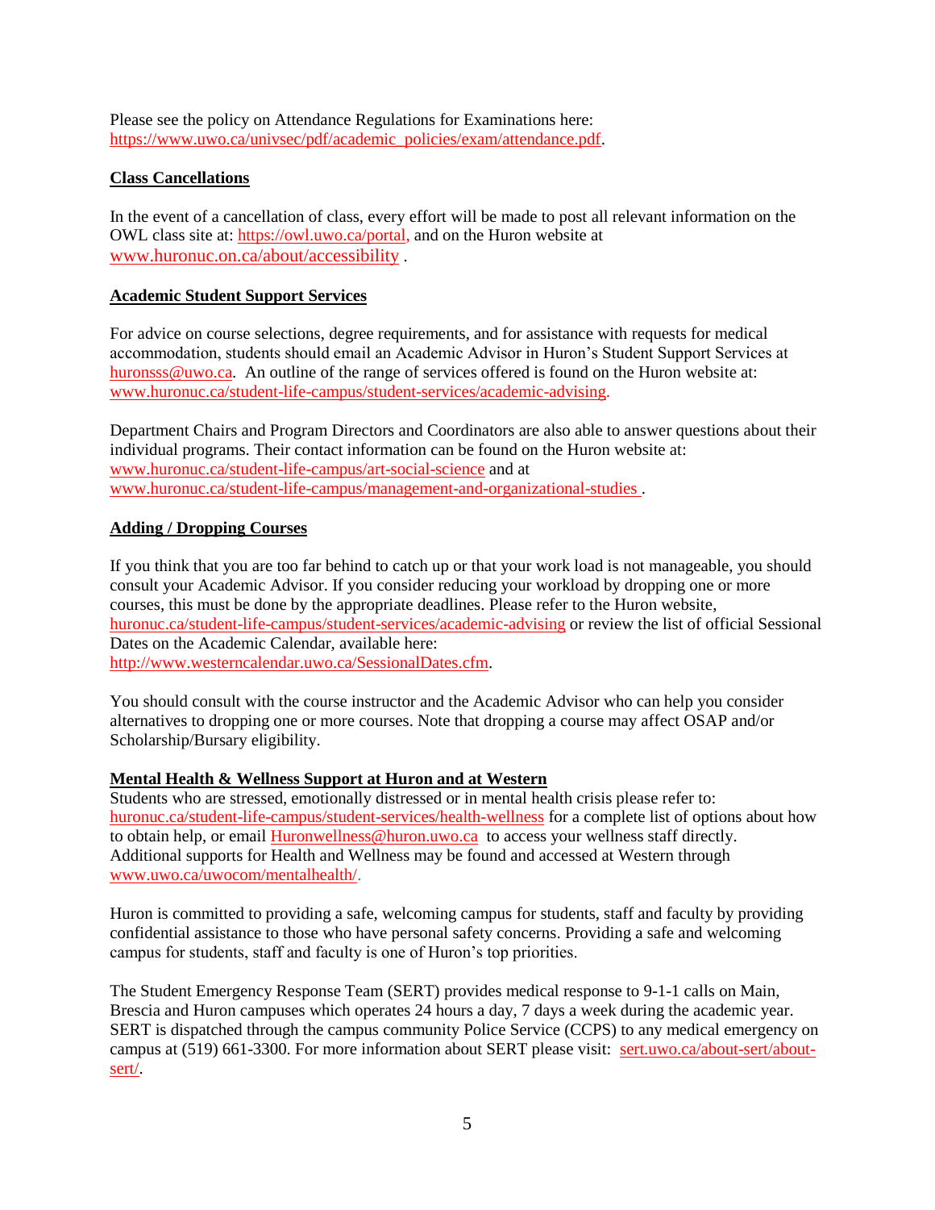Please see the policy on Attendance Regulations for Examinations here: https://www.uwo.ca/univsec/pdf/academic_policies/exam/attendance.pdf.

## Class Cancellations

In the event of a cancellation of class, every effort will be made to post all relevant information on the OWL class site at: https://owl.uwo.ca/portal, and on the Huron website at www.huronuc.on.ca/about/accessibility .

## Academic Student Support Services

For advice on course selections, degree requirements, and for assistance with requests for medical accommodation, students should email an Academic Advisor in Huron's Student Support Services at huronsss@uwo.ca. An outline of the range of services offered is found on the Huron website at: www.huronuc.ca/student-life-campus/student-services/academic-advising.

Department Chairs and Program Directors and Coordinators are also able to answer questions about their individual programs. Their contact information can be found on the Huron website at: www.huronuc.ca/student-life-campus/art-social-science and at www.huronuc.ca/student-life-campus/management-and-organizational-studies .

## Adding / Dropping Courses

If you think that you are too far behind to catch up or that your work load is not manageable, you should consult your Academic Advisor. If you consider reducing your workload by dropping one or more courses, this must be done by the appropriate deadlines. Please refer to the Huron website, huronuc.ca/student-life-campus/student-services/academic-advising or review the list of official Sessional Dates on the Academic Calendar, available here: http://www.westerncalendar.uwo.ca/SessionalDates.cfm.

You should consult with the course instructor and the Academic Advisor who can help you consider alternatives to dropping one or more courses. Note that dropping a course may affect OSAP and/or Scholarship/Bursary eligibility.

## Mental Health & Wellness Support at Huron and at Western

Students who are stressed, emotionally distressed or in mental health crisis please refer to: huronuc.ca/student-life-campus/student-services/health-wellness for a complete list of options about how to obtain help, or email Huronwellness@huron.uwo.ca to access your wellness staff directly. Additional supports for Health and Wellness may be found and accessed at Western through www.uwo.ca/uwocom/mentalhealth/.

Huron is committed to providing a safe, welcoming campus for students, staff and faculty by providing confidential assistance to those who have personal safety concerns. Providing a safe and welcoming campus for students, staff and faculty is one of Huron's top priorities.

The Student Emergency Response Team (SERT) provides medical response to 9-1-1 calls on Main, Brescia and Huron campuses which operates 24 hours a day, 7 days a week during the academic year. SERT is dispatched through the campus community Police Service (CCPS) to any medical emergency on campus at (519) 661-3300. For more information about SERT please visit: sert.uwo.ca/about-sert/about-sert/.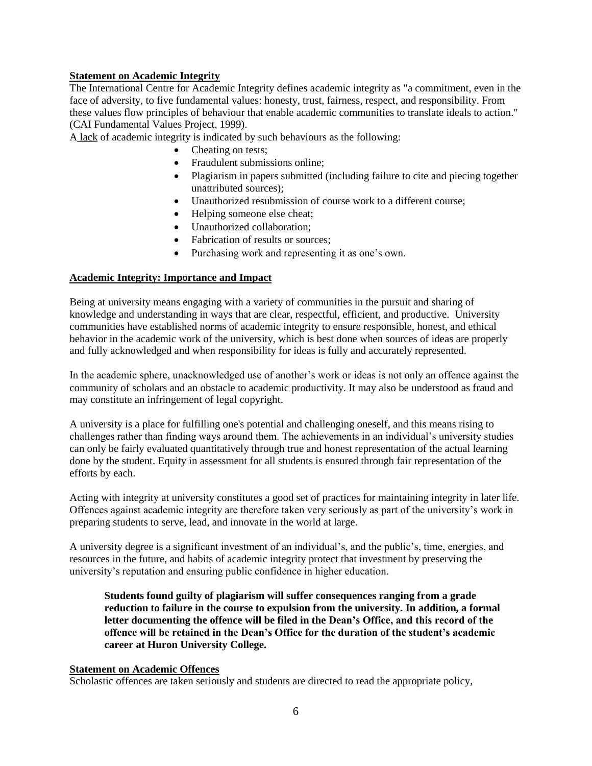**Statement on Academic Integrity**

The International Centre for Academic Integrity defines academic integrity as "a commitment, even in the face of adversity, to five fundamental values: honesty, trust, fairness, respect, and responsibility. From these values flow principles of behaviour that enable academic communities to translate ideals to action." (CAI Fundamental Values Project, 1999).

A lack of academic integrity is indicated by such behaviours as the following:

- Cheating on tests;
- Fraudulent submissions online;
- Plagiarism in papers submitted (including failure to cite and piecing together unattributed sources);
- Unauthorized resubmission of course work to a different course;
- Helping someone else cheat;
- Unauthorized collaboration;
- Fabrication of results or sources;
- Purchasing work and representing it as one's own.

**Academic Integrity: Importance and Impact**

Being at university means engaging with a variety of communities in the pursuit and sharing of knowledge and understanding in ways that are clear, respectful, efficient, and productive. University communities have established norms of academic integrity to ensure responsible, honest, and ethical behavior in the academic work of the university, which is best done when sources of ideas are properly and fully acknowledged and when responsibility for ideas is fully and accurately represented.

In the academic sphere, unacknowledged use of another's work or ideas is not only an offence against the community of scholars and an obstacle to academic productivity. It may also be understood as fraud and may constitute an infringement of legal copyright.

A university is a place for fulfilling one's potential and challenging oneself, and this means rising to challenges rather than finding ways around them. The achievements in an individual's university studies can only be fairly evaluated quantitatively through true and honest representation of the actual learning done by the student. Equity in assessment for all students is ensured through fair representation of the efforts by each.

Acting with integrity at university constitutes a good set of practices for maintaining integrity in later life. Offences against academic integrity are therefore taken very seriously as part of the university's work in preparing students to serve, lead, and innovate in the world at large.

A university degree is a significant investment of an individual's, and the public's, time, energies, and resources in the future, and habits of academic integrity protect that investment by preserving the university's reputation and ensuring public confidence in higher education.

> **Students found guilty of plagiarism will suffer consequences ranging from a grade reduction to failure in the course to expulsion from the university. In addition, a formal letter documenting the offence will be filed in the Dean's Office, and this record of the offence will be retained in the Dean's Office for the duration of the student's academic career at Huron University College.**

**Statement on Academic Offences**

Scholastic offences are taken seriously and students are directed to read the appropriate policy,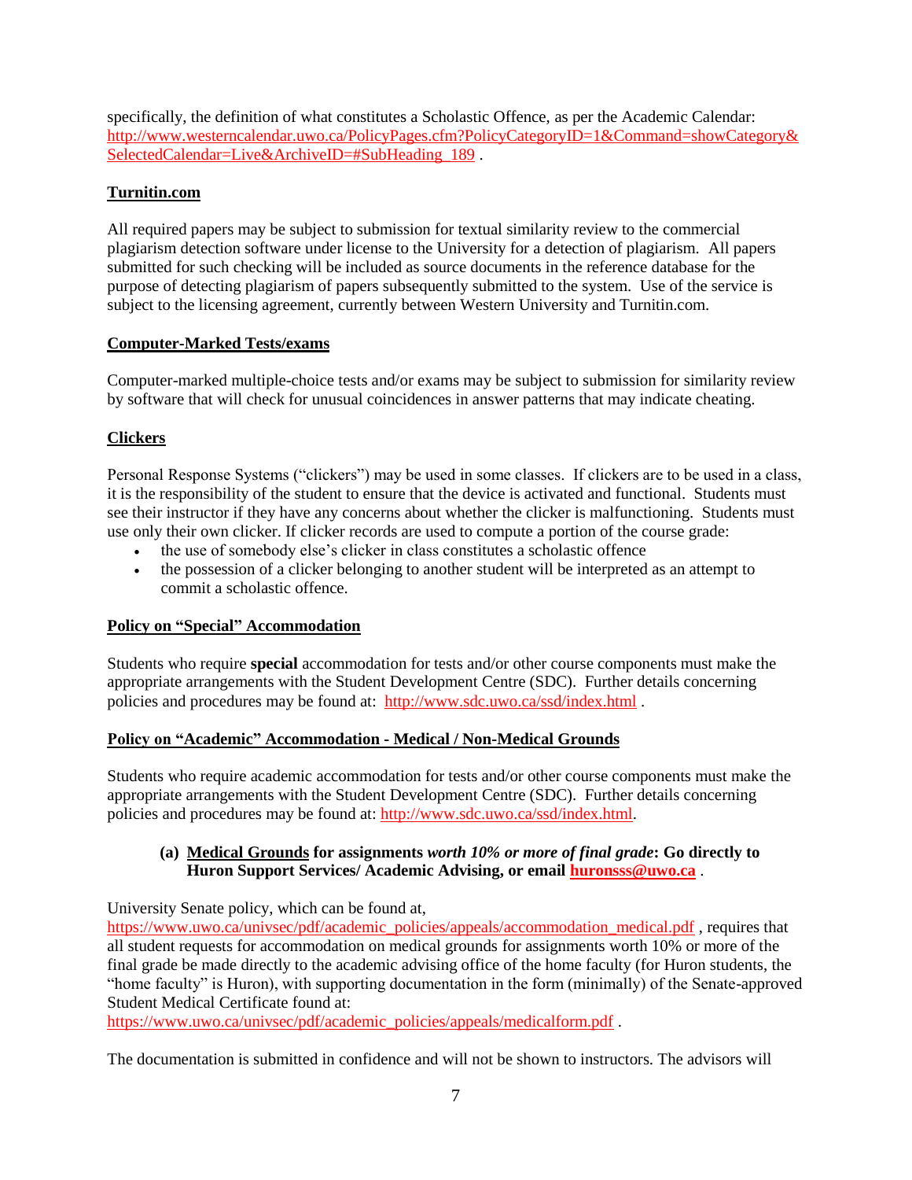specifically, the definition of what constitutes a Scholastic Offence, as per the Academic Calendar: http://www.westerncalendar.uwo.ca/PolicyPages.cfm?PolicyCategoryID=1&Command=showCategory&SelectedCalendar=Live&ArchiveID=#SubHeading_189 .

**Turnitin.com**

All required papers may be subject to submission for textual similarity review to the commercial plagiarism detection software under license to the University for a detection of plagiarism. All papers submitted for such checking will be included as source documents in the reference database for the purpose of detecting plagiarism of papers subsequently submitted to the system. Use of the service is subject to the licensing agreement, currently between Western University and Turnitin.com.

**Computer-Marked Tests/exams**

Computer-marked multiple-choice tests and/or exams may be subject to submission for similarity review by software that will check for unusual coincidences in answer patterns that may indicate cheating.

**Clickers**

Personal Response Systems ("clickers") may be used in some classes. If clickers are to be used in a class, it is the responsibility of the student to ensure that the device is activated and functional. Students must see their instructor if they have any concerns about whether the clicker is malfunctioning. Students must use only their own clicker. If clicker records are used to compute a portion of the course grade:

- the use of somebody else's clicker in class constitutes a scholastic offence
- the possession of a clicker belonging to another student will be interpreted as an attempt to commit a scholastic offence.

**Policy on "Special" Accommodation**

Students who require **special** accommodation for tests and/or other course components must make the appropriate arrangements with the Student Development Centre (SDC). Further details concerning policies and procedures may be found at: http://www.sdc.uwo.ca/ssd/index.html .

**Policy on "Academic" Accommodation - Medical / Non-Medical Grounds**

Students who require academic accommodation for tests and/or other course components must make the appropriate arrangements with the Student Development Centre (SDC). Further details concerning policies and procedures may be found at: http://www.sdc.uwo.ca/ssd/index.html.

**(a) Medical Grounds for assignments *worth 10% or more of final grade*: Go directly to Huron Support Services/ Academic Advising, or email huronsss@uwo.ca** .

University Senate policy, which can be found at, https://www.uwo.ca/univsec/pdf/academic_policies/appeals/accommodation_medical.pdf , requires that all student requests for accommodation on medical grounds for assignments worth 10% or more of the final grade be made directly to the academic advising office of the home faculty (for Huron students, the "home faculty" is Huron), with supporting documentation in the form (minimally) of the Senate-approved Student Medical Certificate found at: https://www.uwo.ca/univsec/pdf/academic_policies/appeals/medicalform.pdf .

The documentation is submitted in confidence and will not be shown to instructors. The advisors will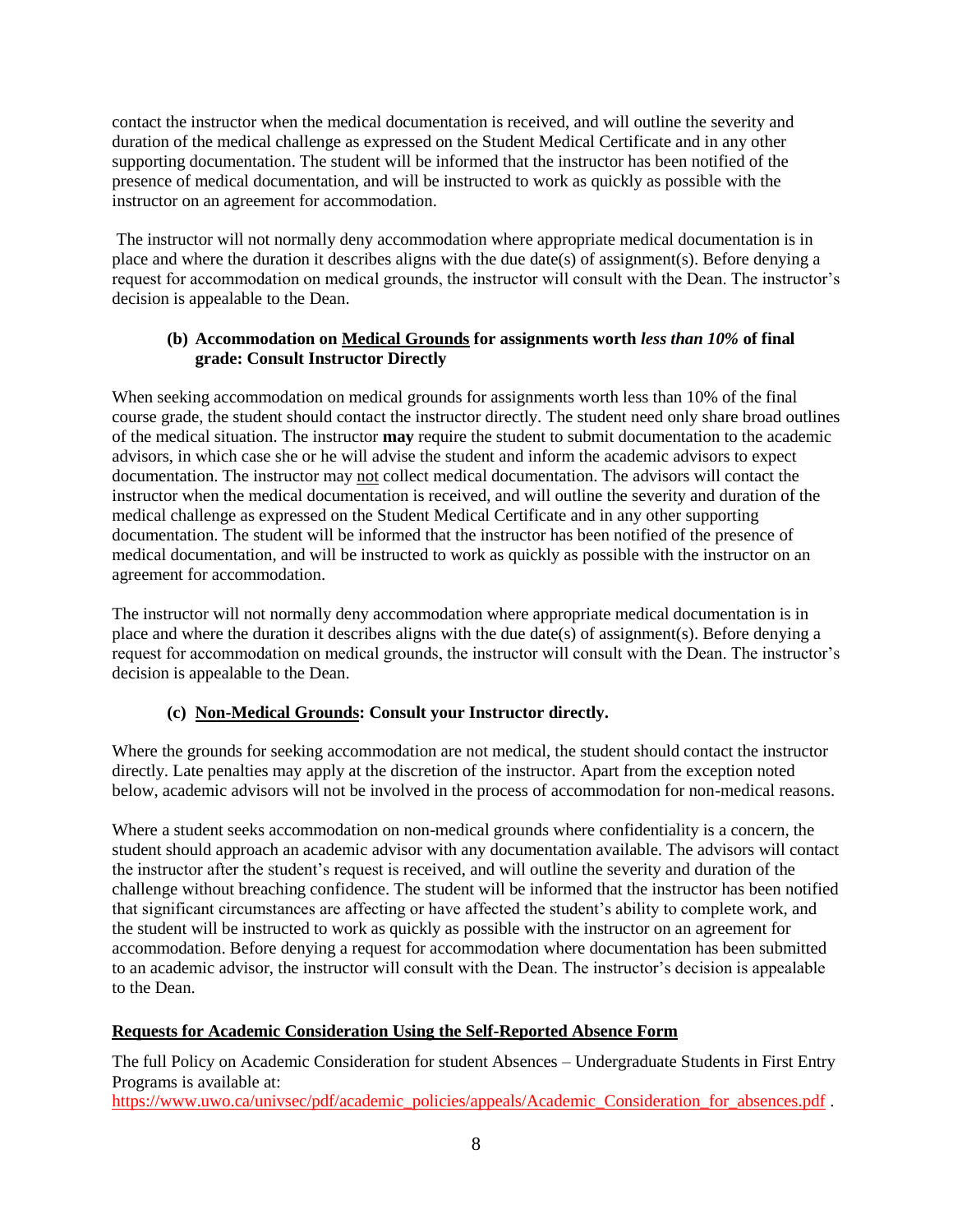contact the instructor when the medical documentation is received, and will outline the severity and duration of the medical challenge as expressed on the Student Medical Certificate and in any other supporting documentation. The student will be informed that the instructor has been notified of the presence of medical documentation, and will be instructed to work as quickly as possible with the instructor on an agreement for accommodation.

The instructor will not normally deny accommodation where appropriate medical documentation is in place and where the duration it describes aligns with the due date(s) of assignment(s). Before denying a request for accommodation on medical grounds, the instructor will consult with the Dean. The instructor's decision is appealable to the Dean.

**(b) Accommodation on Medical Grounds for assignments worth *less than 10%* of final grade: Consult Instructor Directly**

When seeking accommodation on medical grounds for assignments worth less than 10% of the final course grade, the student should contact the instructor directly. The student need only share broad outlines of the medical situation. The instructor **may** require the student to submit documentation to the academic advisors, in which case she or he will advise the student and inform the academic advisors to expect documentation. The instructor may not collect medical documentation. The advisors will contact the instructor when the medical documentation is received, and will outline the severity and duration of the medical challenge as expressed on the Student Medical Certificate and in any other supporting documentation. The student will be informed that the instructor has been notified of the presence of medical documentation, and will be instructed to work as quickly as possible with the instructor on an agreement for accommodation.

The instructor will not normally deny accommodation where appropriate medical documentation is in place and where the duration it describes aligns with the due date(s) of assignment(s). Before denying a request for accommodation on medical grounds, the instructor will consult with the Dean. The instructor's decision is appealable to the Dean.

**(c) Non-Medical Grounds: Consult your Instructor directly.**

Where the grounds for seeking accommodation are not medical, the student should contact the instructor directly. Late penalties may apply at the discretion of the instructor. Apart from the exception noted below, academic advisors will not be involved in the process of accommodation for non-medical reasons.

Where a student seeks accommodation on non-medical grounds where confidentiality is a concern, the student should approach an academic advisor with any documentation available. The advisors will contact the instructor after the student's request is received, and will outline the severity and duration of the challenge without breaching confidence. The student will be informed that the instructor has been notified that significant circumstances are affecting or have affected the student's ability to complete work, and the student will be instructed to work as quickly as possible with the instructor on an agreement for accommodation. Before denying a request for accommodation where documentation has been submitted to an academic advisor, the instructor will consult with the Dean. The instructor's decision is appealable to the Dean.

**Requests for Academic Consideration Using the Self-Reported Absence Form**

The full Policy on Academic Consideration for student Absences – Undergraduate Students in First Entry Programs is available at:
https://www.uwo.ca/univsec/pdf/academic_policies/appeals/Academic_Consideration_for_absences.pdf .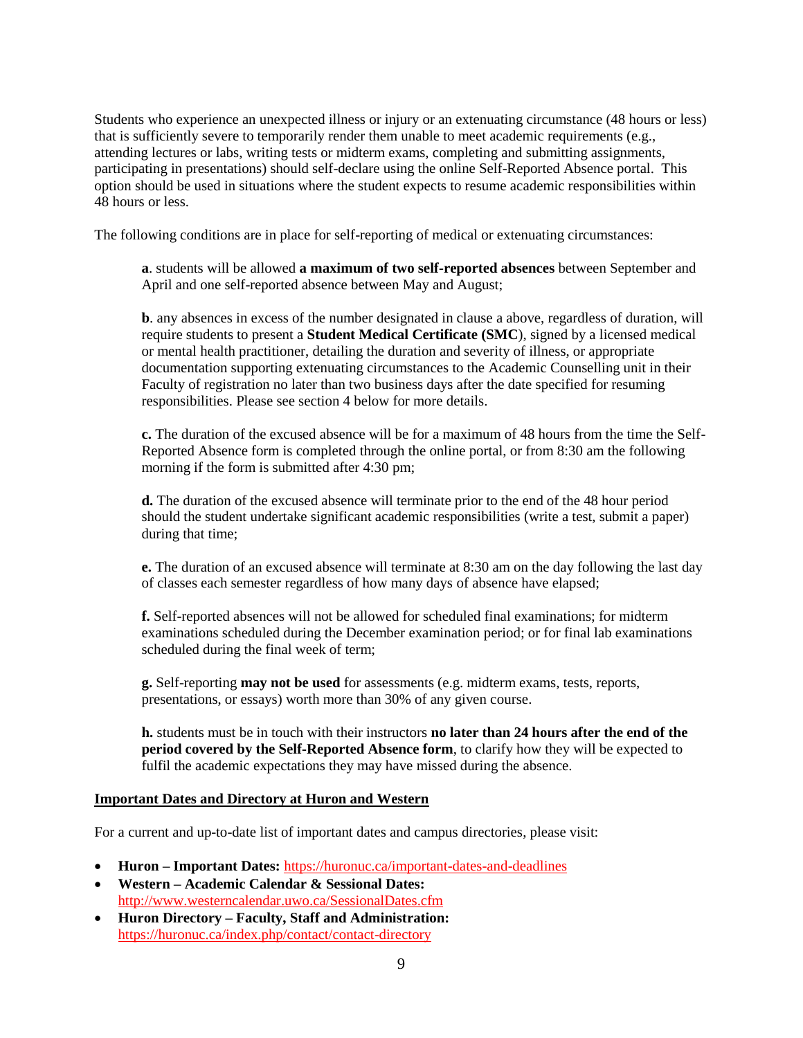Students who experience an unexpected illness or injury or an extenuating circumstance (48 hours or less) that is sufficiently severe to temporarily render them unable to meet academic requirements (e.g., attending lectures or labs, writing tests or midterm exams, completing and submitting assignments, participating in presentations) should self-declare using the online Self-Reported Absence portal. This option should be used in situations where the student expects to resume academic responsibilities within 48 hours or less.

The following conditions are in place for self-reporting of medical or extenuating circumstances:

> **a**. students will be allowed **a maximum of two self-reported absences** between September and April and one self-reported absence between May and August;
>
> **b**. any absences in excess of the number designated in clause a above, regardless of duration, will require students to present a **Student Medical Certificate (SMC**), signed by a licensed medical or mental health practitioner, detailing the duration and severity of illness, or appropriate documentation supporting extenuating circumstances to the Academic Counselling unit in their Faculty of registration no later than two business days after the date specified for resuming responsibilities. Please see section 4 below for more details.
>
> **c.** The duration of the excused absence will be for a maximum of 48 hours from the time the Self-Reported Absence form is completed through the online portal, or from 8:30 am the following morning if the form is submitted after 4:30 pm;
>
> **d.** The duration of the excused absence will terminate prior to the end of the 48 hour period should the student undertake significant academic responsibilities (write a test, submit a paper) during that time;
>
> **e.** The duration of an excused absence will terminate at 8:30 am on the day following the last day of classes each semester regardless of how many days of absence have elapsed;
>
> **f.** Self-reported absences will not be allowed for scheduled final examinations; for midterm examinations scheduled during the December examination period; or for final lab examinations scheduled during the final week of term;
>
> **g.** Self-reporting **may not be used** for assessments (e.g. midterm exams, tests, reports, presentations, or essays) worth more than 30% of any given course.
>
> **h.** students must be in touch with their instructors **no later than 24 hours after the end of the period covered by the Self-Reported Absence form**, to clarify how they will be expected to fulfil the academic expectations they may have missed during the absence.

**Important Dates and Directory at Huron and Western**

For a current and up-to-date list of important dates and campus directories, please visit:

- **Huron – Important Dates:** https://huronuc.ca/important-dates-and-deadlines
- **Western – Academic Calendar & Sessional Dates:** http://www.westerncalendar.uwo.ca/SessionalDates.cfm
- **Huron Directory – Faculty, Staff and Administration:** https://huronuc.ca/index.php/contact/contact-directory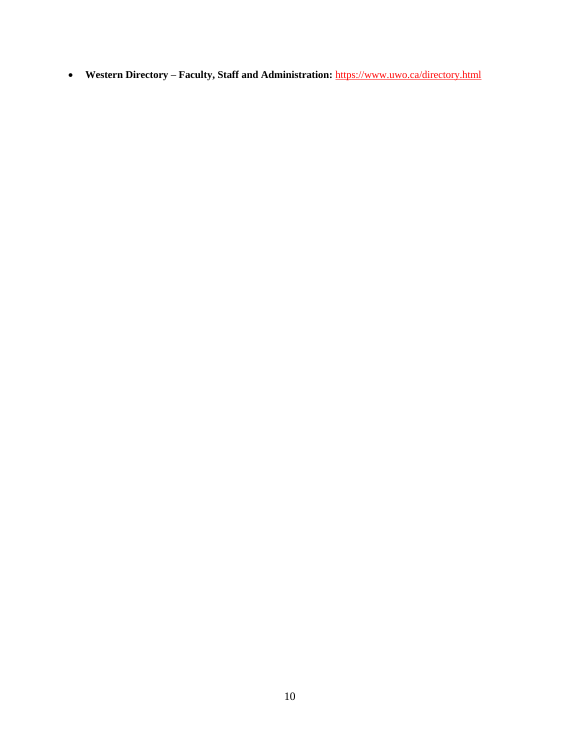- **Western Directory – Faculty, Staff and Administration:** https://www.uwo.ca/directory.html